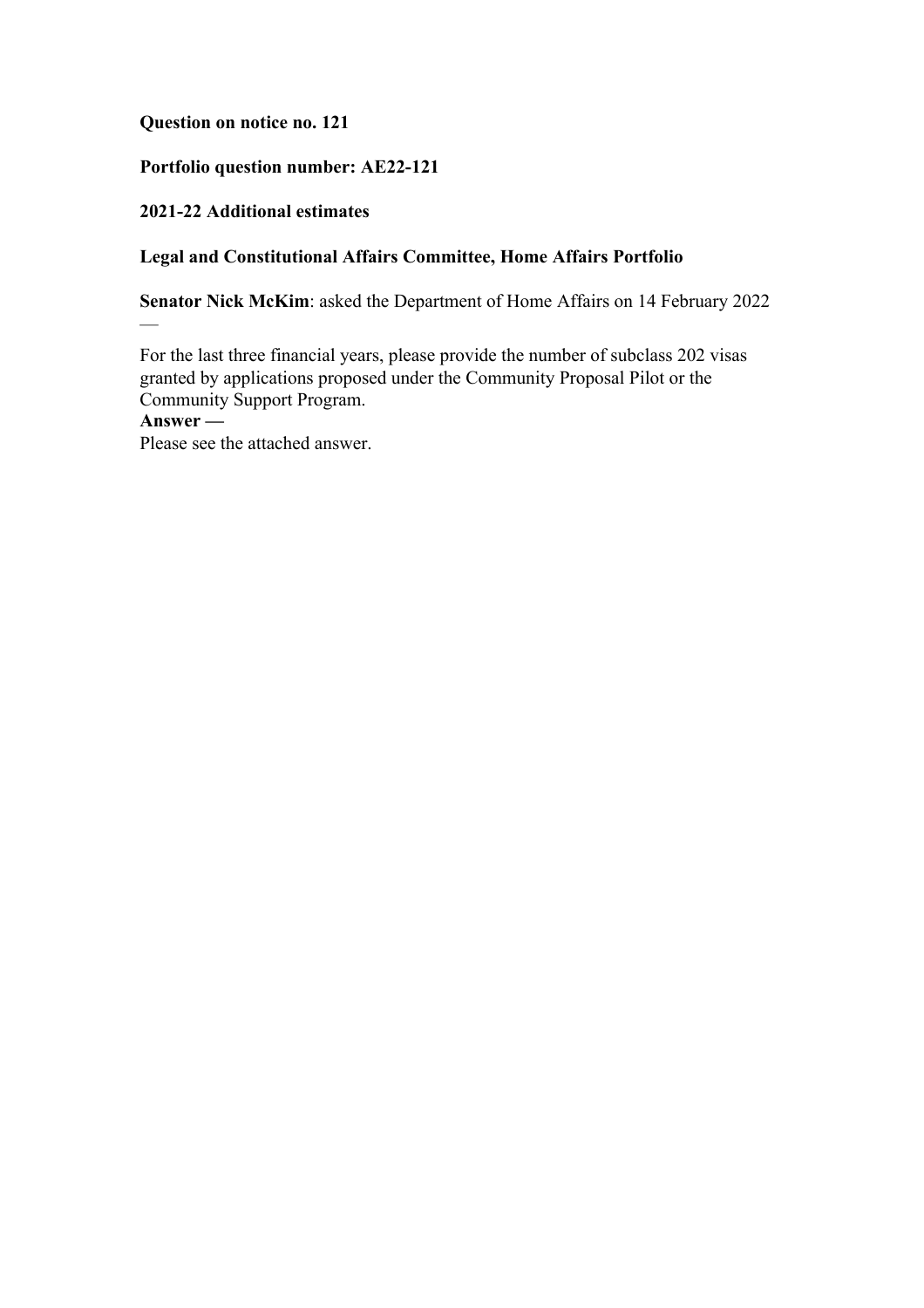**Question on notice no. 121**

**Portfolio question number: AE22-121**

**2021-22 Additional estimates**

**Legal and Constitutional Affairs Committee, Home Affairs Portfolio**

**Senator Nick McKim**: asked the Department of Home Affairs on 14 February 2022 —

For the last three financial years, please provide the number of subclass 202 visas granted by applications proposed under the Community Proposal Pilot or the Community Support Program.

**Answer —**

Please see the attached answer.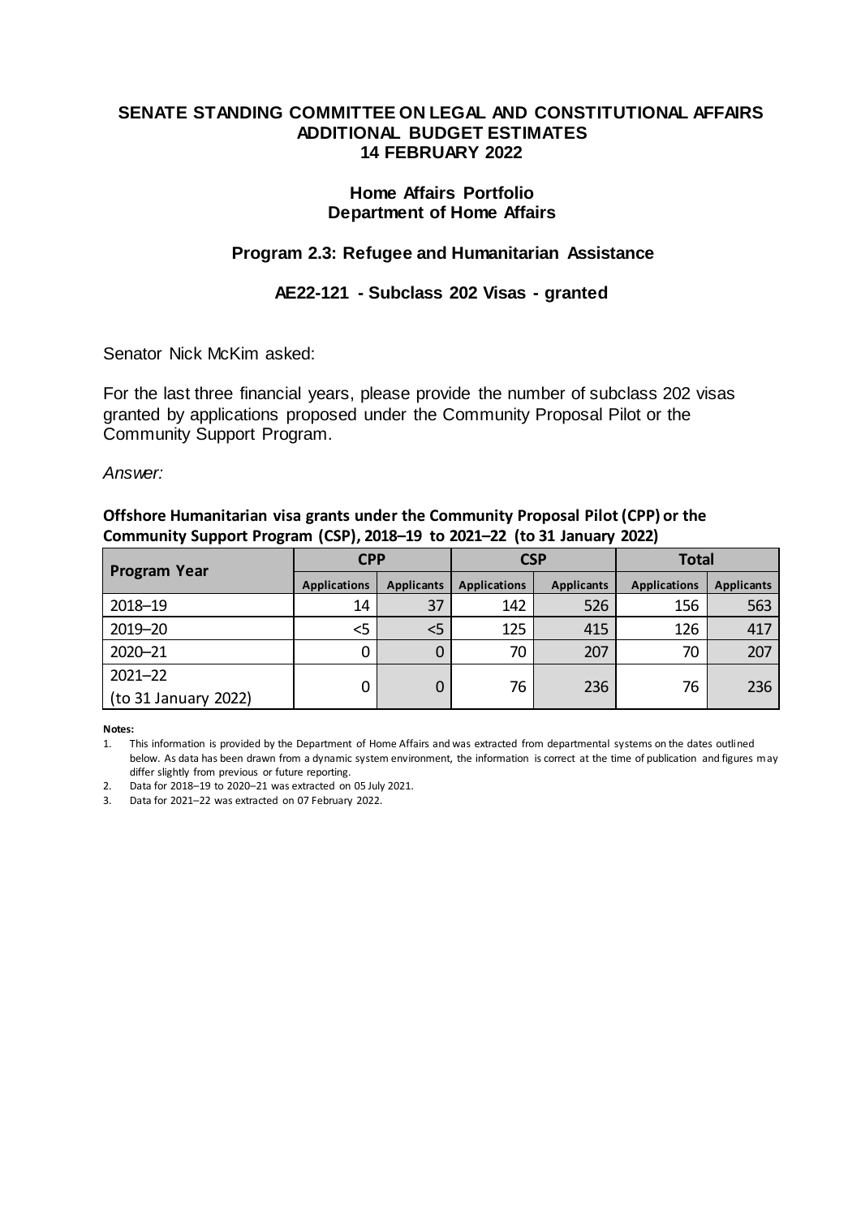**SENATE STANDING COMMITTEE ON LEGAL AND CONSTITUTIONAL AFFAIRS**
**ADDITIONAL BUDGET ESTIMATES**
**14 FEBRUARY 2022**

**Home Affairs Portfolio**
**Department of Home Affairs**

**Program 2.3: Refugee and Humanitarian Assistance**

**AE22-121 - Subclass 202 Visas - granted**

Senator Nick McKim asked:

For the last three financial years, please provide the number of subclass 202 visas granted by applications proposed under the Community Proposal Pilot or the Community Support Program.

*Answer:*

**Offshore Humanitarian visa grants under the Community Proposal Pilot (CPP) or the Community Support Program (CSP), 2018–19 to 2021–22 (to 31 January 2022)**

| Program Year | CPP | | CSP | | Total | |
|---|---|---|---|---|---|---|
| | Applications | Applicants | Applications | Applicants | Applications | Applicants |
| 2018–19 | 14 | 37 | 142 | 526 | 156 | 563 |
| 2019–20 | <5 | <5 | 125 | 415 | 126 | 417 |
| 2020–21 | 0 | 0 | 70 | 207 | 70 | 207 |
| 2021–22 (to 31 January 2022) | 0 | 0 | 76 | 236 | 76 | 236 |

**Notes:**

1. This information is provided by the Department of Home Affairs and was extracted from departmental systems on the dates outlined below. As data has been drawn from a dynamic system environment, the information is correct at the time of publication and figures may differ slightly from previous or future reporting.
2. Data for 2018–19 to 2020–21 was extracted on 05 July 2021.
3. Data for 2021–22 was extracted on 07 February 2022.